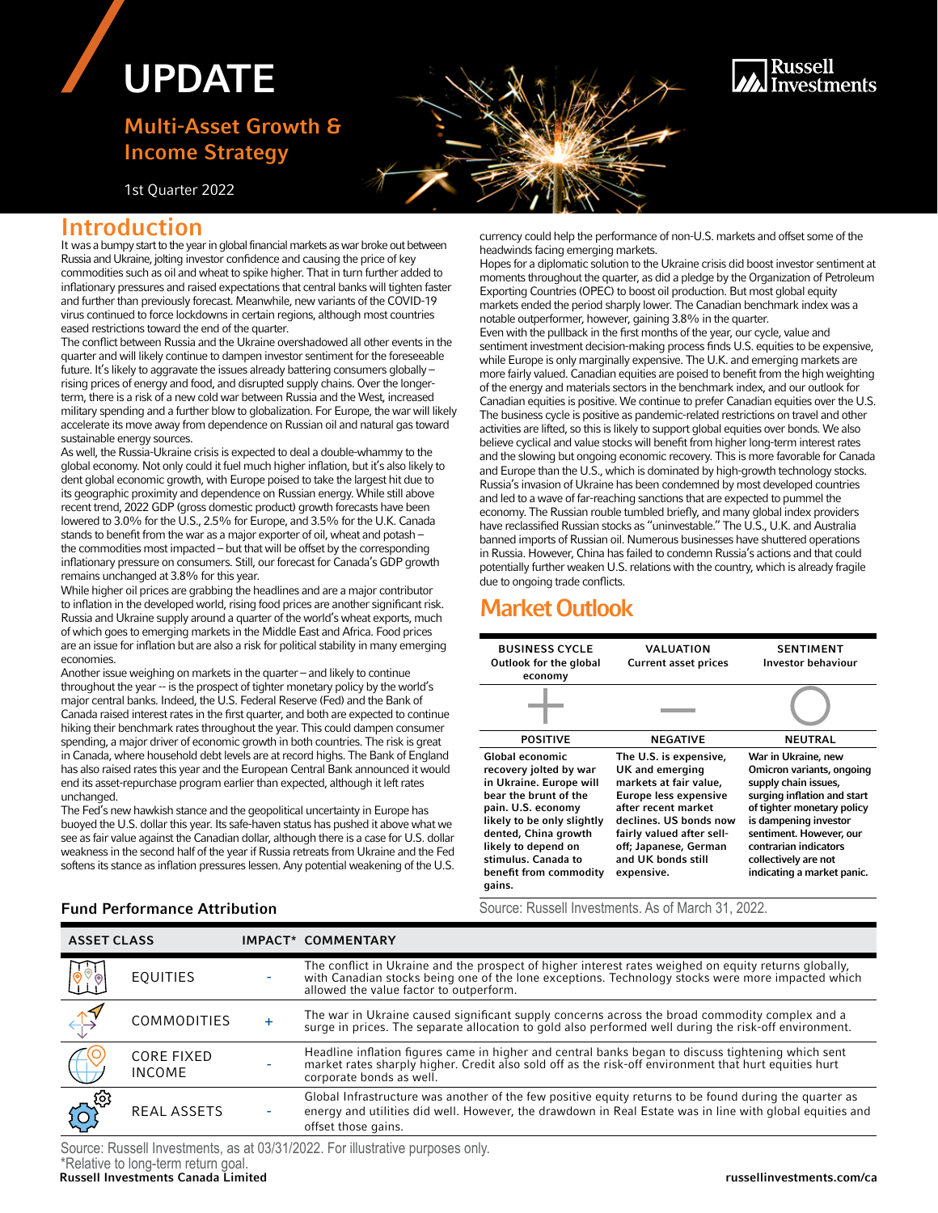# UPDATE

## Multi-Asset Growth & Income Strategy

1st Quarter 2022

## Introduction

It was a bumpy start to the year in global financial markets as war broke out between Russia and Ukraine, jolting investor confidence and causing the price of key commodities such as oil and wheat to spike higher. That in turn further added to inflationary pressures and raised expectations that central banks will tighten faster and further than previously forecast. Meanwhile, new variants of the COVID-19 virus continued to force lockdowns in certain regions, although most countries eased restrictions toward the end of the quarter.

The conflict between Russia and the Ukraine overshadowed all other events in the quarter and will likely continue to dampen investor sentiment for the foreseeable future. It's likely to aggravate the issues already battering consumers globally – rising prices of energy and food, and disrupted supply chains. Over the longer-term, there is a risk of a new cold war between Russia and the West, increased military spending and a further blow to globalization. For Europe, the war will likely accelerate its move away from dependence on Russian oil and natural gas toward sustainable energy sources.

As well, the Russia-Ukraine crisis is expected to deal a double-whammy to the global economy. Not only could it fuel much higher inflation, but it's also likely to dent global economic growth, with Europe poised to take the largest hit due to its geographic proximity and dependence on Russian energy. While still above recent trend, 2022 GDP (gross domestic product) growth forecasts have been lowered to 3.0% for the U.S., 2.5% for Europe, and 3.5% for the U.K. Canada stands to benefit from the war as a major exporter of oil, wheat and potash – the commodities most impacted – but that will be offset by the corresponding inflationary pressure on consumers. Still, our forecast for Canada's GDP growth remains unchanged at 3.8% for this year.

While higher oil prices are grabbing the headlines and are a major contributor to inflation in the developed world, rising food prices are another significant risk. Russia and Ukraine supply around a quarter of the world's wheat exports, much of which goes to emerging markets in the Middle East and Africa. Food prices are an issue for inflation but are also a risk for political stability in many emerging economies.

Another issue weighing on markets in the quarter – and likely to continue throughout the year -- is the prospect of tighter monetary policy by the world's major central banks. Indeed, the U.S. Federal Reserve (Fed) and the Bank of Canada raised interest rates in the first quarter, and both are expected to continue hiking their benchmark rates throughout the year. This could dampen consumer spending, a major driver of economic growth in both countries. The risk is great in Canada, where household debt levels are at record highs. The Bank of England has also raised rates this year and the European Central Bank announced it would end its asset-repurchase program earlier than expected, although it left rates unchanged.

The Fed's new hawkish stance and the geopolitical uncertainty in Europe has buoyed the U.S. dollar this year. Its safe-haven status has pushed it above what we see as fair value against the Canadian dollar, although there is a case for U.S. dollar weakness in the second half of the year if Russia retreats from Ukraine and the Fed softens its stance as inflation pressures lessen. Any potential weakening of the U.S. currency could help the performance of non-U.S. markets and offset some of the headwinds facing emerging markets.

Hopes for a diplomatic solution to the Ukraine crisis did boost investor sentiment at moments throughout the quarter, as did a pledge by the Organization of Petroleum Exporting Countries (OPEC) to boost oil production. But most global equity markets ended the period sharply lower. The Canadian benchmark index was a notable outperformer, however, gaining 3.8% in the quarter.

Even with the pullback in the first months of the year, our cycle, value and sentiment investment decision-making process finds U.S. equities to be expensive, while Europe is only marginally expensive. The U.K. and emerging markets are more fairly valued. Canadian equities are poised to benefit from the high weighting of the energy and materials sectors in the benchmark index, and our outlook for Canadian equities is positive. We continue to prefer Canadian equities over the U.S. The business cycle is positive as pandemic-related restrictions on travel and other activities are lifted, so this is likely to support global equities over bonds. We also believe cyclical and value stocks will benefit from higher long-term interest rates and the slowing but ongoing economic recovery. This is more favorable for Canada and Europe than the U.S., which is dominated by high-growth technology stocks.

Russia's invasion of Ukraine has been condemned by most developed countries and led to a wave of far-reaching sanctions that are expected to pummel the economy. The Russian rouble tumbled briefly, and many global index providers have reclassified Russian stocks as "uninvestable." The U.S., U.K. and Australia banned imports of Russian oil. Numerous businesses have shuttered operations in Russia. However, China has failed to condemn Russia's actions and that could potentially further weaken U.S. relations with the country, which is already fragile due to ongoing trade conflicts.

## Market Outlook

| BUSINESS CYCLE<br>Outlook for the global economy | VALUATION<br>Current asset prices | SENTIMENT<br>Investor behaviour |
|---|---|---|
| POSITIVE | NEGATIVE | NEUTRAL |
| Global economic recovery jolted by war in Ukraine. Europe will bear the brunt of the pain. U.S. economy likely to be only slightly dented, China growth likely to depend on stimulus. Canada to benefit from commodity gains. | The U.S. is expensive, UK and emerging markets at fair value, Europe less expensive after recent market declines. US bonds now fairly valued after sell-off; Japanese, German and UK bonds still expensive. | War in Ukraine, new Omicron variants, ongoing supply chain issues, surging inflation and start of tighter monetary policy is dampening investor sentiment. However, our contrarian indicators collectively are not indicating a market panic. |

Source: Russell Investments. As of March 31, 2022.

### Fund Performance Attribution

| ASSET CLASS | IMPACT* | COMMENTARY |
|---|---|---|
| EQUITIES | - | The conflict in Ukraine and the prospect of higher interest rates weighed on equity returns globally, with Canadian stocks being one of the lone exceptions. Technology stocks were more impacted which allowed the value factor to outperform. |
| COMMODITIES | + | The war in Ukraine caused significant supply concerns across the broad commodity complex and a surge in prices. The separate allocation to gold also performed well during the risk-off environment. |
| CORE FIXED INCOME | - | Headline inflation figures came in higher and central banks began to discuss tightening which sent market rates sharply higher. Credit also sold off as the risk-off environment that hurt equities hurt corporate bonds as well. |
| REAL ASSETS | - | Global Infrastructure was another of the few positive equity returns to be found during the quarter as energy and utilities did well. However, the drawdown in Real Estate was in line with global equities and offset those gains. |

Source: Russell Investments, as at 03/31/2022. For illustrative purposes only.
*Relative to long-term return goal.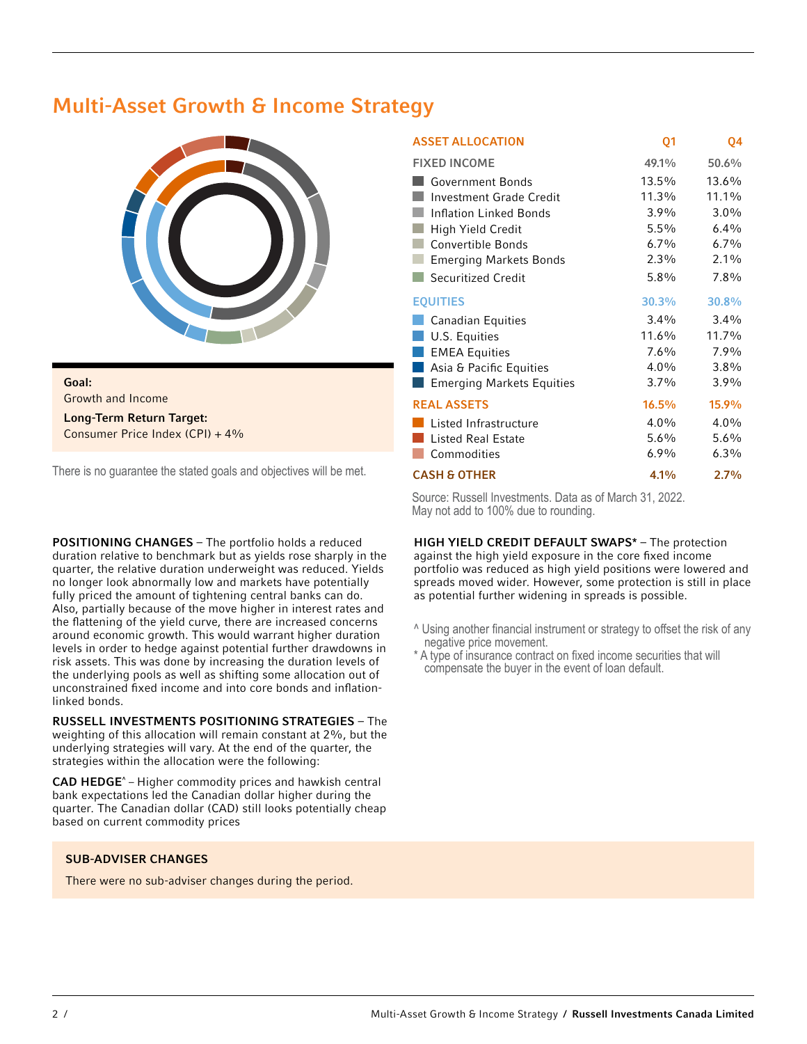# Multi-Asset Growth & Income Strategy

| ASSET ALLOCATION | Q1 | Q4 |
|---|---|---|
| FIXED INCOME | 49.1% | 50.6% |
| Government Bonds | 13.5% | 13.6% |
| Investment Grade Credit | 11.3% | 11.1% |
| Inflation Linked Bonds | 3.9% | 3.0% |
| High Yield Credit | 5.5% | 6.4% |
| Convertible Bonds | 6.7% | 6.7% |
| Emerging Markets Bonds | 2.3% | 2.1% |
| Securitized Credit | 5.8% | 7.8% |
| EQUITIES | 30.3% | 30.8% |
| Canadian Equities | 3.4% | 3.4% |
| U.S. Equities | 11.6% | 11.7% |
| EMEA Equities | 7.6% | 7.9% |
| Asia & Pacific Equities | 4.0% | 3.8% |
| Emerging Markets Equities | 3.7% | 3.9% |
| REAL ASSETS | 16.5% | 15.9% |
| Listed Infrastructure | 4.0% | 4.0% |
| Listed Real Estate | 5.6% | 5.6% |
| Commodities | 6.9% | 6.3% |
| CASH & OTHER | 4.1% | 2.7% |

Source: Russell Investments. Data as of March 31, 2022.
May not add to 100% due to rounding.

**Goal:**
Growth and Income

**Long-Term Return Target:**
Consumer Price Index (CPI) + 4%

There is no guarantee the stated goals and objectives will be met.

**POSITIONING CHANGES** – The portfolio holds a reduced duration relative to benchmark but as yields rose sharply in the quarter, the relative duration underweight was reduced. Yields no longer look abnormally low and markets have potentially fully priced the amount of tightening central banks can do. Also, partially because of the move higher in interest rates and the flattening of the yield curve, there are increased concerns around economic growth. This would warrant higher duration levels in order to hedge against potential further drawdowns in risk assets. This was done by increasing the duration levels of the underlying pools as well as shifting some allocation out of unconstrained fixed income and into core bonds and inflation-linked bonds.

**RUSSELL INVESTMENTS POSITIONING STRATEGIES** – The weighting of this allocation will remain constant at 2%, but the underlying strategies will vary. At the end of the quarter, the strategies within the allocation were the following:

**CAD HEDGE^** – Higher commodity prices and hawkish central bank expectations led the Canadian dollar higher during the quarter. The Canadian dollar (CAD) still looks potentially cheap based on current commodity prices

**HIGH YIELD CREDIT DEFAULT SWAPS*** – The protection against the high yield exposure in the core fixed income portfolio was reduced as high yield positions were lowered and spreads moved wider. However, some protection is still in place as potential further widening in spreads is possible.

^ Using another financial instrument or strategy to offset the risk of any negative price movement.

* A type of insurance contract on fixed income securities that will compensate the buyer in the event of loan default.

## SUB-ADVISER CHANGES

There were no sub-adviser changes during the period.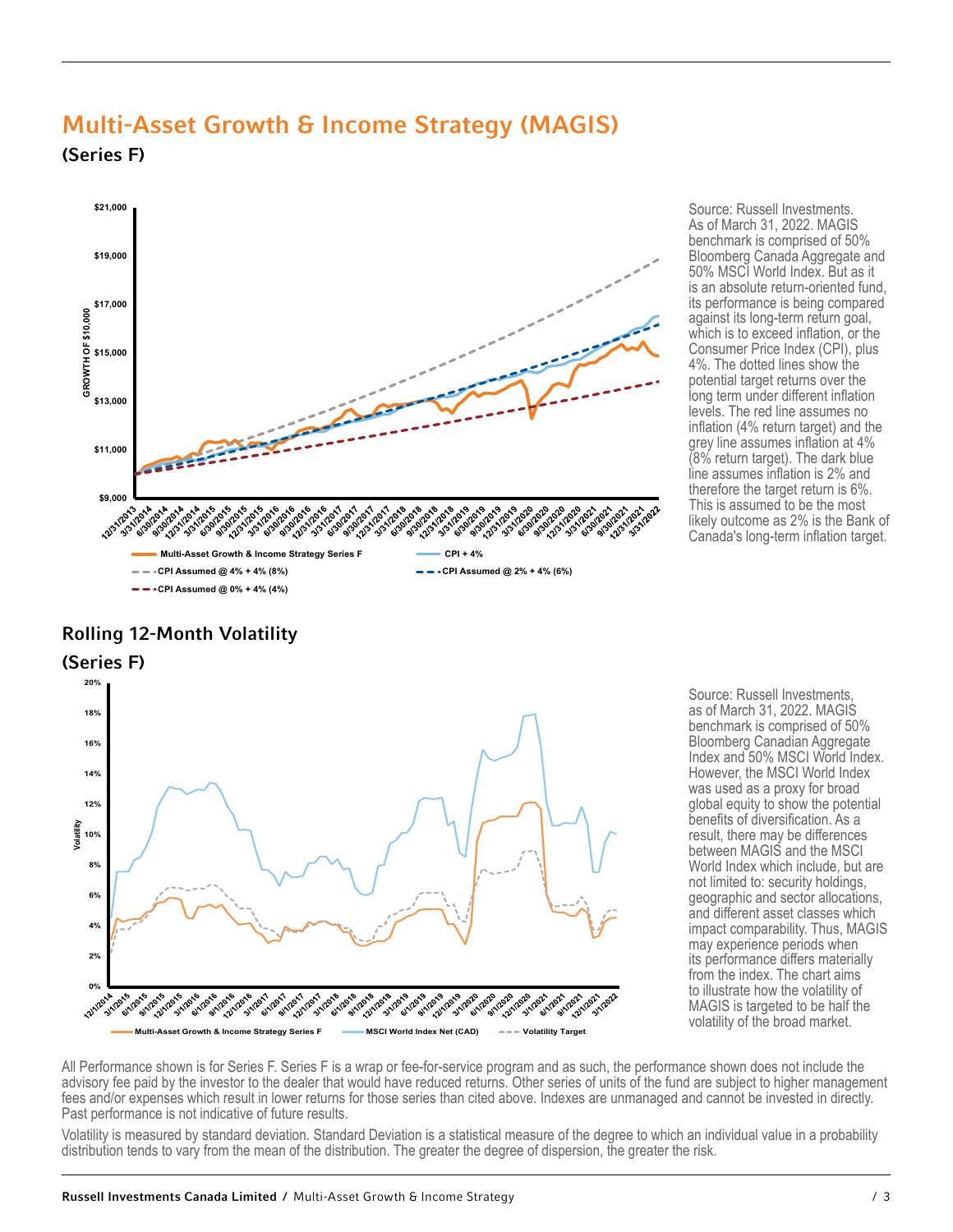# Multi-Asset Growth & Income Strategy (MAGIS)

## (Series F)

$21,000
$19,000
$17,000
$15,000
$13,000
$11,000
$9,000

GROWTH OF $10,000

12/31/2013
3/31/2014
6/30/2014
9/30/2014
12/31/2014
3/31/2015
6/30/2015
9/30/2015
12/31/2015
3/31/2016
6/30/2016
9/30/2016
12/31/2016
3/31/2017
6/30/2017
9/30/2017
12/31/2017
3/31/2018
6/30/2018
9/30/2018
12/31/2018
3/31/2019
6/30/2019
9/30/2019
12/31/2019
3/31/2020
6/30/2020
9/30/2020
12/31/2020
3/31/2021
6/30/2021
9/30/2021
12/31/2021
3/31/2022

Multi-Asset Growth & Income Strategy Series F
CPI + 4%
CPI Assumed @ 4% + 4% (8%)
CPI Assumed @ 2% + 4% (6%)
CPI Assumed @ 0% + 4% (4%)

Source: Russell Investments. As of March 31, 2022. MAGIS benchmark is comprised of 50% Bloomberg Canada Aggregate and 50% MSCI World Index. But as it is an absolute return-oriented fund, its performance is being compared against its long-term return goal, which is to exceed inflation, or the Consumer Price Index (CPI), plus 4%. The dotted lines show the potential target returns over the long term under different inflation levels. The red line assumes no inflation (4% return target) and the grey line assumes inflation at 4% (8% return target). The dark blue line assumes inflation is 2% and therefore the target return is 6%. This is assumed to be the most likely outcome as 2% is the Bank of Canada's long-term inflation target.

## Rolling 12-Month Volatility

## (Series F)

20%
18%
16%
14%
12%
10%
8%
6%
4%
2%
0%

Volatility

12/1/2014
3/1/2015
6/1/2015
9/1/2015
12/1/2015
3/1/2016
6/1/2016
9/1/2016
12/1/2016
3/1/2017
6/1/2017
9/1/2017
12/1/2017
3/1/2018
6/1/2018
9/1/2018
12/1/2018
3/1/2019
6/1/2019
9/1/2019
12/1/2019
3/1/2020
6/1/2020
9/1/2020
12/1/2020
3/1/2021
6/1/2021
9/1/2021
12/1/2021
3/1/2022

Multi-Asset Growth & Income Strategy Series F
MSCI World Index Net (CAD)
Volatility Target

Source: Russell Investments, as of March 31, 2022. MAGIS benchmark is comprised of 50% Bloomberg Canadian Aggregate Index and 50% MSCI World Index. However, the MSCI World Index was used as a proxy for broad global equity to show the potential benefits of diversification. As a result, there may be differences between MAGIS and the MSCI World Index which include, but are not limited to: security holdings, geographic and sector allocations, and different asset classes which impact comparability. Thus, MAGIS may experience periods when its performance differs materially from the index. The chart aims to illustrate how the volatility of MAGIS is targeted to be half the volatility of the broad market.

All Performance shown is for Series F. Series F is a wrap or fee-for-service program and as such, the performance shown does not include the advisory fee paid by the investor to the dealer that would have reduced returns. Other series of units of the fund are subject to higher management fees and/or expenses which result in lower returns for those series than cited above. Indexes are unmanaged and cannot be invested in directly. Past performance is not indicative of future results.

Volatility is measured by standard deviation. Standard Deviation is a statistical measure of the degree to which an individual value in a probability distribution tends to vary from the mean of the distribution. The greater the degree of dispersion, the greater the risk.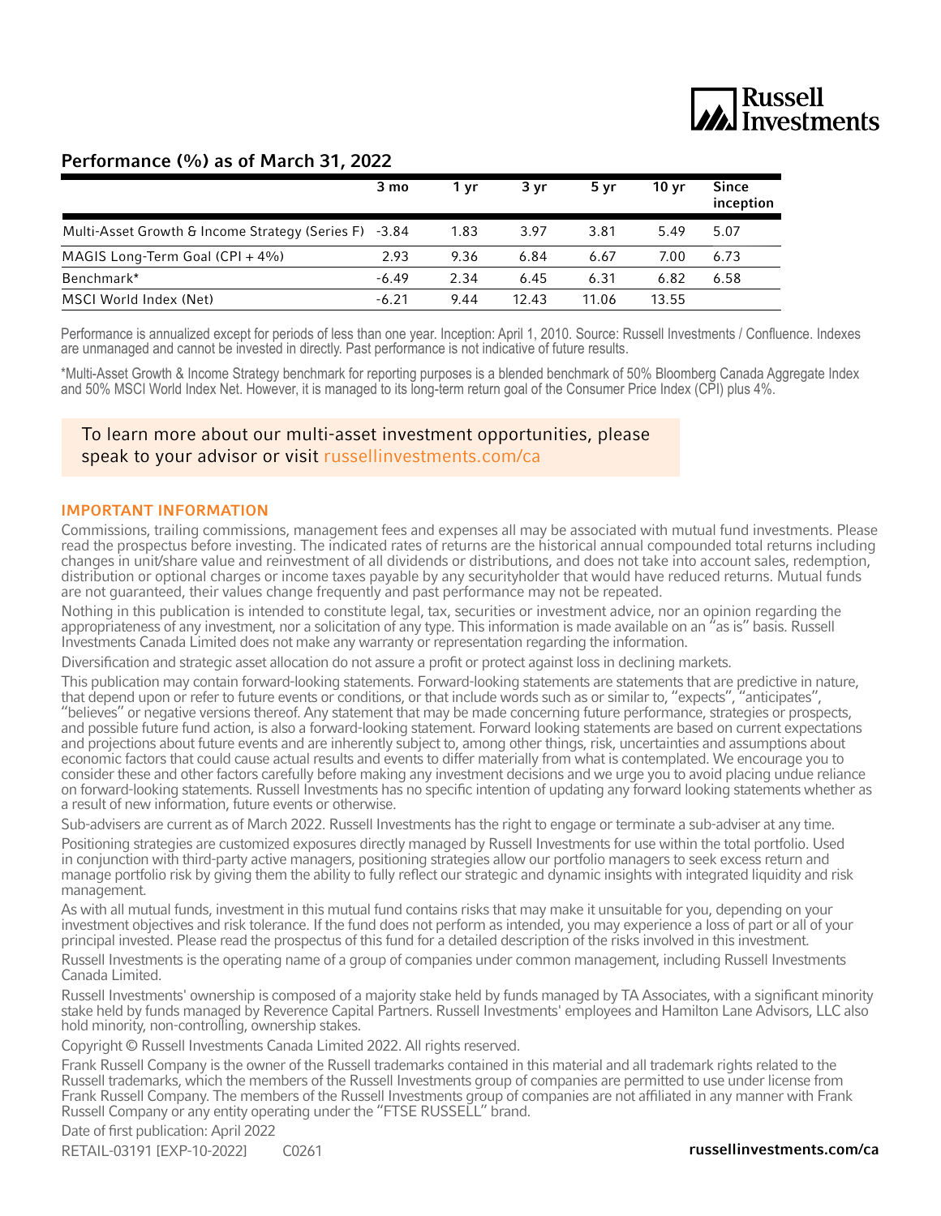## Performance (%) as of March 31, 2022

| | 3 mo | 1 yr | 3 yr | 5 yr | 10 yr | Since inception |
|---|---|---|---|---|---|---|
| Multi-Asset Growth & Income Strategy (Series F) | -3.84 | 1.83 | 3.97 | 3.81 | 5.49 | 5.07 |
| MAGIS Long-Term Goal (CPI + 4%) | 2.93 | 9.36 | 6.84 | 6.67 | 7.00 | 6.73 |
| Benchmark* | -6.49 | 2.34 | 6.45 | 6.31 | 6.82 | 6.58 |
| MSCI World Index (Net) | -6.21 | 9.44 | 12.43 | 11.06 | 13.55 | |

Performance is annualized except for periods of less than one year. Inception: April 1, 2010. Source: Russell Investments / Confluence. Indexes are unmanaged and cannot be invested in directly. Past performance is not indicative of future results.

*Multi-Asset Growth & Income Strategy benchmark for reporting purposes is a blended benchmark of 50% Bloomberg Canada Aggregate Index and 50% MSCI World Index Net. However, it is managed to its long-term return goal of the Consumer Price Index (CPI) plus 4%.

To learn more about our multi-asset investment opportunities, please speak to your advisor or visit russellinvestments.com/ca

### IMPORTANT INFORMATION

Commissions, trailing commissions, management fees and expenses all may be associated with mutual fund investments. Please read the prospectus before investing. The indicated rates of returns are the historical annual compounded total returns including changes in unit/share value and reinvestment of all dividends or distributions, and does not take into account sales, redemption, distribution or optional charges or income taxes payable by any securityholder that would have reduced returns. Mutual funds are not guaranteed, their values change frequently and past performance may not be repeated.

Nothing in this publication is intended to constitute legal, tax, securities or investment advice, nor an opinion regarding the appropriateness of any investment, nor a solicitation of any type. This information is made available on an "as is" basis. Russell Investments Canada Limited does not make any warranty or representation regarding the information.

Diversification and strategic asset allocation do not assure a profit or protect against loss in declining markets.

This publication may contain forward-looking statements. Forward-looking statements are statements that are predictive in nature, that depend upon or refer to future events or conditions, or that include words such as or similar to, "expects", "anticipates", "believes" or negative versions thereof. Any statement that may be made concerning future performance, strategies or prospects, and possible future fund action, is also a forward-looking statement. Forward looking statements are based on current expectations and projections about future events and are inherently subject to, among other things, risk, uncertainties and assumptions about economic factors that could cause actual results and events to differ materially from what is contemplated. We encourage you to consider these and other factors carefully before making any investment decisions and we urge you to avoid placing undue reliance on forward-looking statements. Russell Investments has no specific intention of updating any forward looking statements whether as a result of new information, future events or otherwise.

Sub-advisers are current as of March 2022. Russell Investments has the right to engage or terminate a sub-adviser at any time.

Positioning strategies are customized exposures directly managed by Russell Investments for use within the total portfolio. Used in conjunction with third-party active managers, positioning strategies allow our portfolio managers to seek excess return and manage portfolio risk by giving them the ability to fully reflect our strategic and dynamic insights with integrated liquidity and risk management.

As with all mutual funds, investment in this mutual fund contains risks that may make it unsuitable for you, depending on your investment objectives and risk tolerance. If the fund does not perform as intended, you may experience a loss of part or all of your principal invested. Please read the prospectus of this fund for a detailed description of the risks involved in this investment.

Russell Investments is the operating name of a group of companies under common management, including Russell Investments Canada Limited.

Russell Investments' ownership is composed of a majority stake held by funds managed by TA Associates, with a significant minority stake held by funds managed by Reverence Capital Partners. Russell Investments' employees and Hamilton Lane Advisors, LLC also hold minority, non-controlling, ownership stakes.

Copyright © Russell Investments Canada Limited 2022. All rights reserved.

Frank Russell Company is the owner of the Russell trademarks contained in this material and all trademark rights related to the Russell trademarks, which the members of the Russell Investments group of companies are permitted to use under license from Frank Russell Company. The members of the Russell Investments group of companies are not affiliated in any manner with Frank Russell Company or any entity operating under the "FTSE RUSSELL" brand.

Date of first publication: April 2022

RETAIL-03191 [EXP-10-2022] C0261